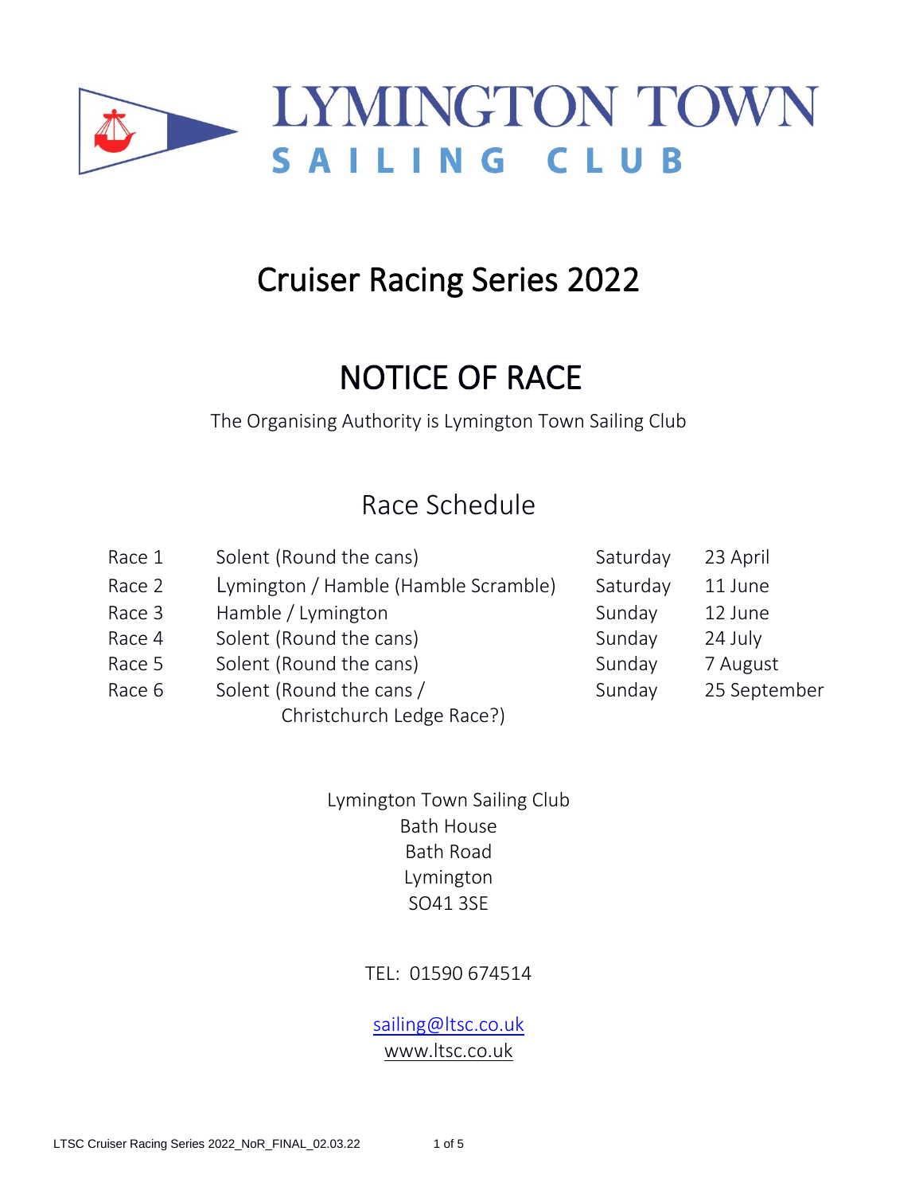# LYMINGTON TOWN SAILING CLUB

# Cruiser Racing Series 2022

# NOTICE OF RACE

The Organising Authority is Lymington Town Sailing Club

## Race Schedule

| | | | |
|---|---|---|---|
| Race 1 | Solent (Round the cans) | Saturday | 23 April |
| Race 2 | Lymington / Hamble (Hamble Scramble) | Saturday | 11 June |
| Race 3 | Hamble / Lymington | Sunday | 12 June |
| Race 4 | Solent (Round the cans) | Sunday | 24 July |
| Race 5 | Solent (Round the cans) | Sunday | 7 August |
| Race 6 | Solent (Round the cans / Christchurch Ledge Race?) | Sunday | 25 September |

Lymington Town Sailing Club
Bath House
Bath Road
Lymington
SO41 3SE

TEL: 01590 674514

sailing@ltsc.co.uk
www.ltsc.co.uk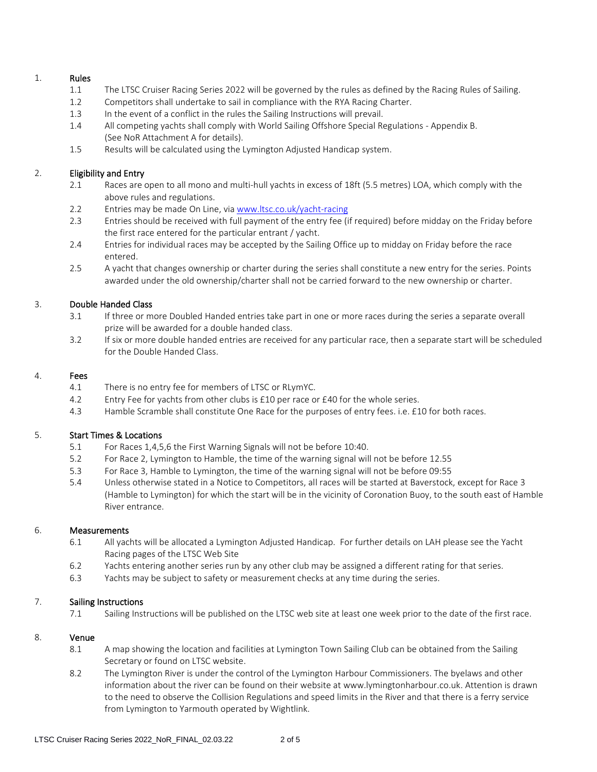## 1. Rules

1.1 The LTSC Cruiser Racing Series 2022 will be governed by the rules as defined by the Racing Rules of Sailing.

1.2 Competitors shall undertake to sail in compliance with the RYA Racing Charter.

1.3 In the event of a conflict in the rules the Sailing Instructions will prevail.

1.4 All competing yachts shall comply with World Sailing Offshore Special Regulations - Appendix B. (See NoR Attachment A for details).

1.5 Results will be calculated using the Lymington Adjusted Handicap system.

## 2. Eligibility and Entry

2.1 Races are open to all mono and multi-hull yachts in excess of 18ft (5.5 metres) LOA, which comply with the above rules and regulations.

2.2 Entries may be made On Line, via [www.ltsc.co.uk/yacht-racing](http://www.ltsc.co.uk/yacht-racing)

2.3 Entries should be received with full payment of the entry fee (if required) before midday on the Friday before the first race entered for the particular entrant / yacht.

2.4 Entries for individual races may be accepted by the Sailing Office up to midday on Friday before the race entered.

2.5 A yacht that changes ownership or charter during the series shall constitute a new entry for the series. Points awarded under the old ownership/charter shall not be carried forward to the new ownership or charter.

## 3. Double Handed Class

3.1 If three or more Doubled Handed entries take part in one or more races during the series a separate overall prize will be awarded for a double handed class.

3.2 If six or more double handed entries are received for any particular race, then a separate start will be scheduled for the Double Handed Class.

## 4. Fees

4.1 There is no entry fee for members of LTSC or RLymYC.

4.2 Entry Fee for yachts from other clubs is £10 per race or £40 for the whole series.

4.3 Hamble Scramble shall constitute One Race for the purposes of entry fees. i.e. £10 for both races.

## 5. Start Times & Locations

5.1 For Races 1,4,5,6 the First Warning Signals will not be before 10:40.

5.2 For Race 2, Lymington to Hamble, the time of the warning signal will not be before 12.55

5.3 For Race 3, Hamble to Lymington, the time of the warning signal will not be before 09:55

5.4 Unless otherwise stated in a Notice to Competitors, all races will be started at Baverstock, except for Race 3 (Hamble to Lymington) for which the start will be in the vicinity of Coronation Buoy, to the south east of Hamble River entrance.

## 6. Measurements

6.1 All yachts will be allocated a Lymington Adjusted Handicap. For further details on LAH please see the Yacht Racing pages of the LTSC Web Site

6.2 Yachts entering another series run by any other club may be assigned a different rating for that series.

6.3 Yachts may be subject to safety or measurement checks at any time during the series.

## 7. Sailing Instructions

7.1 Sailing Instructions will be published on the LTSC web site at least one week prior to the date of the first race.

## 8. Venue

8.1 A map showing the location and facilities at Lymington Town Sailing Club can be obtained from the Sailing Secretary or found on LTSC website.

8.2 The Lymington River is under the control of the Lymington Harbour Commissioners. The byelaws and other information about the river can be found on their website at www.lymingtonharbour.co.uk. Attention is drawn to the need to observe the Collision Regulations and speed limits in the River and that there is a ferry service from Lymington to Yarmouth operated by Wightlink.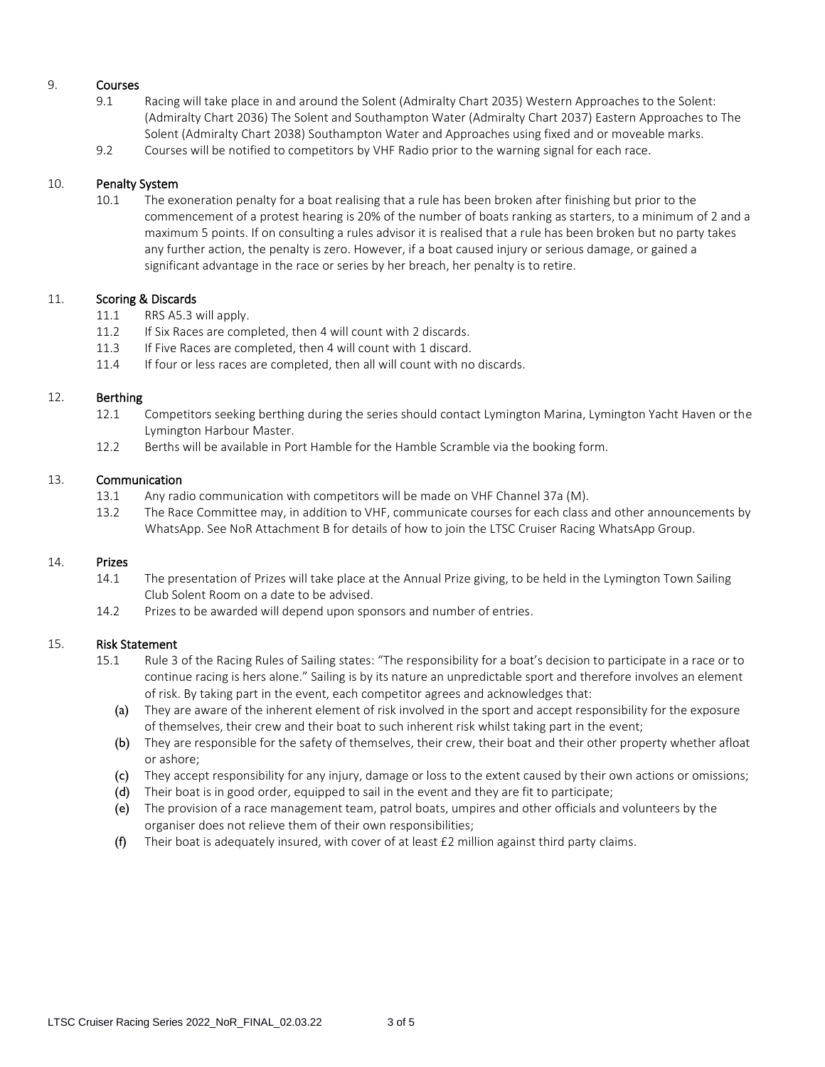## 9. Courses

9.1 Racing will take place in and around the Solent (Admiralty Chart 2035) Western Approaches to the Solent: (Admiralty Chart 2036) The Solent and Southampton Water (Admiralty Chart 2037) Eastern Approaches to The Solent (Admiralty Chart 2038) Southampton Water and Approaches using fixed and or moveable marks.

9.2 Courses will be notified to competitors by VHF Radio prior to the warning signal for each race.

## 10. Penalty System

10.1 The exoneration penalty for a boat realising that a rule has been broken after finishing but prior to the commencement of a protest hearing is 20% of the number of boats ranking as starters, to a minimum of 2 and a maximum 5 points. If on consulting a rules advisor it is realised that a rule has been broken but no party takes any further action, the penalty is zero. However, if a boat caused injury or serious damage, or gained a significant advantage in the race or series by her breach, her penalty is to retire.

## 11. Scoring & Discards

11.1 RRS A5.3 will apply.

11.2 If Six Races are completed, then 4 will count with 2 discards.

11.3 If Five Races are completed, then 4 will count with 1 discard.

11.4 If four or less races are completed, then all will count with no discards.

## 12. Berthing

12.1 Competitors seeking berthing during the series should contact Lymington Marina, Lymington Yacht Haven or the Lymington Harbour Master.

12.2 Berths will be available in Port Hamble for the Hamble Scramble via the booking form.

## 13. Communication

13.1 Any radio communication with competitors will be made on VHF Channel 37a (M).

13.2 The Race Committee may, in addition to VHF, communicate courses for each class and other announcements by WhatsApp. See NoR Attachment B for details of how to join the LTSC Cruiser Racing WhatsApp Group.

## 14. Prizes

14.1 The presentation of Prizes will take place at the Annual Prize giving, to be held in the Lymington Town Sailing Club Solent Room on a date to be advised.

14.2 Prizes to be awarded will depend upon sponsors and number of entries.

## 15. Risk Statement

15.1 Rule 3 of the Racing Rules of Sailing states: "The responsibility for a boat's decision to participate in a race or to continue racing is hers alone." Sailing is by its nature an unpredictable sport and therefore involves an element of risk. By taking part in the event, each competitor agrees and acknowledges that:

(a) They are aware of the inherent element of risk involved in the sport and accept responsibility for the exposure of themselves, their crew and their boat to such inherent risk whilst taking part in the event;

(b) They are responsible for the safety of themselves, their crew, their boat and their other property whether afloat or ashore;

(c) They accept responsibility for any injury, damage or loss to the extent caused by their own actions or omissions;

(d) Their boat is in good order, equipped to sail in the event and they are fit to participate;

(e) The provision of a race management team, patrol boats, umpires and other officials and volunteers by the organiser does not relieve them of their own responsibilities;

(f) Their boat is adequately insured, with cover of at least £2 million against third party claims.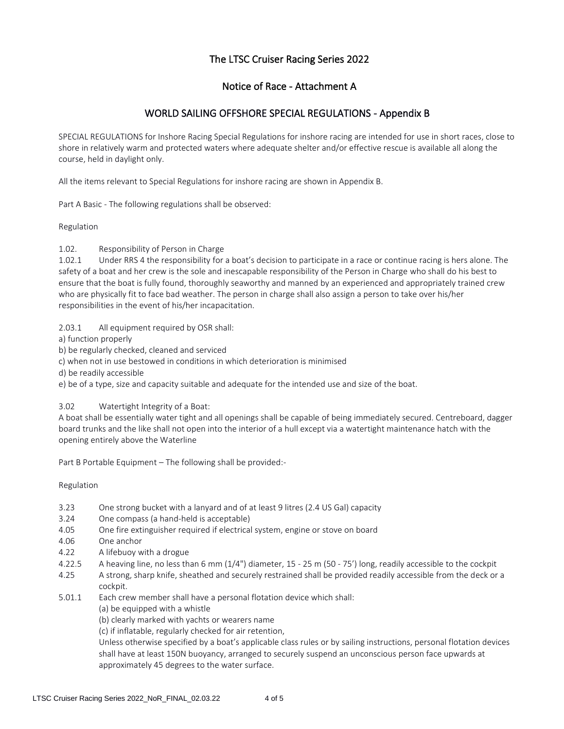## The LTSC Cruiser Racing Series 2022

## Notice of Race - Attachment A

## WORLD SAILING OFFSHORE SPECIAL REGULATIONS - Appendix B

SPECIAL REGULATIONS for Inshore Racing Special Regulations for inshore racing are intended for use in short races, close to shore in relatively warm and protected waters where adequate shelter and/or effective rescue is available all along the course, held in daylight only.

All the items relevant to Special Regulations for inshore racing are shown in Appendix B.

Part A Basic - The following regulations shall be observed:

Regulation

1.02. Responsibility of Person in Charge

1.02.1 Under RRS 4 the responsibility for a boat's decision to participate in a race or continue racing is hers alone. The safety of a boat and her crew is the sole and inescapable responsibility of the Person in Charge who shall do his best to ensure that the boat is fully found, thoroughly seaworthy and manned by an experienced and appropriately trained crew who are physically fit to face bad weather. The person in charge shall also assign a person to take over his/her responsibilities in the event of his/her incapacitation.

2.03.1 All equipment required by OSR shall:

a) function properly

b) be regularly checked, cleaned and serviced

c) when not in use bestowed in conditions in which deterioration is minimised

d) be readily accessible

e) be of a type, size and capacity suitable and adequate for the intended use and size of the boat.

3.02 Watertight Integrity of a Boat:

A boat shall be essentially water tight and all openings shall be capable of being immediately secured. Centreboard, dagger board trunks and the like shall not open into the interior of a hull except via a watertight maintenance hatch with the opening entirely above the Waterline

Part B Portable Equipment – The following shall be provided:-

Regulation

- 3.23 One strong bucket with a lanyard and of at least 9 litres (2.4 US Gal) capacity
- 3.24 One compass (a hand-held is acceptable)
- 4.05 One fire extinguisher required if electrical system, engine or stove on board
- 4.06 One anchor
- 4.22 A lifebuoy with a drogue
- 4.22.5 A heaving line, no less than 6 mm (1/4") diameter, 15 - 25 m (50 - 75') long, readily accessible to the cockpit
- 4.25 A strong, sharp knife, sheathed and securely restrained shall be provided readily accessible from the deck or a cockpit.
- 5.01.1 Each crew member shall have a personal flotation device which shall:
  - (a) be equipped with a whistle
  - (b) clearly marked with yachts or wearers name
  - (c) if inflatable, regularly checked for air retention,

  Unless otherwise specified by a boat's applicable class rules or by sailing instructions, personal flotation devices shall have at least 150N buoyancy, arranged to securely suspend an unconscious person face upwards at approximately 45 degrees to the water surface.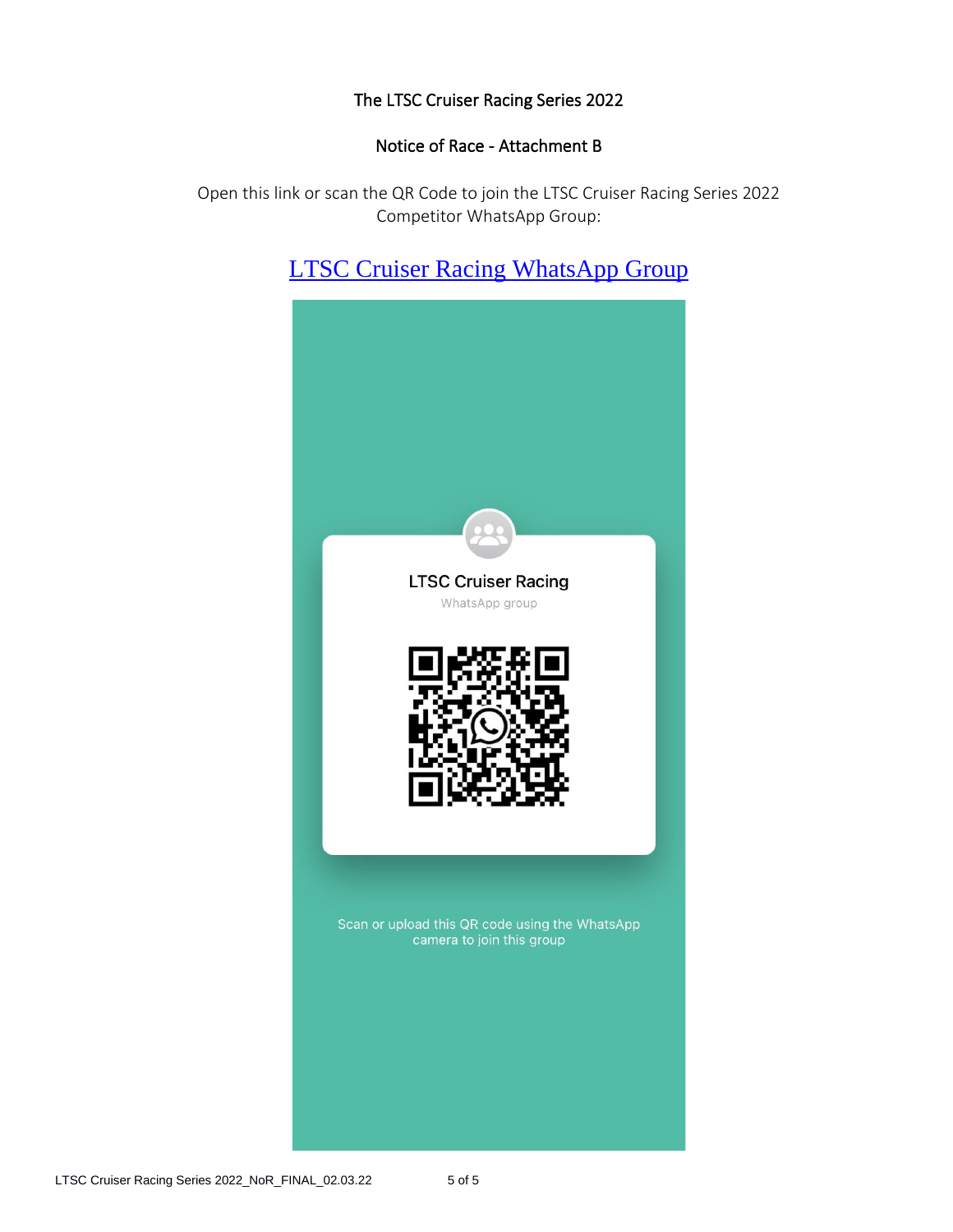The LTSC Cruiser Racing Series 2022

Notice of Race - Attachment B

Open this link or scan the QR Code to join the LTSC Cruiser Racing Series 2022 Competitor WhatsApp Group:

LTSC Cruiser Racing WhatsApp Group

LTSC Cruiser Racing

WhatsApp group

Scan or upload this QR code using the WhatsApp camera to join this group